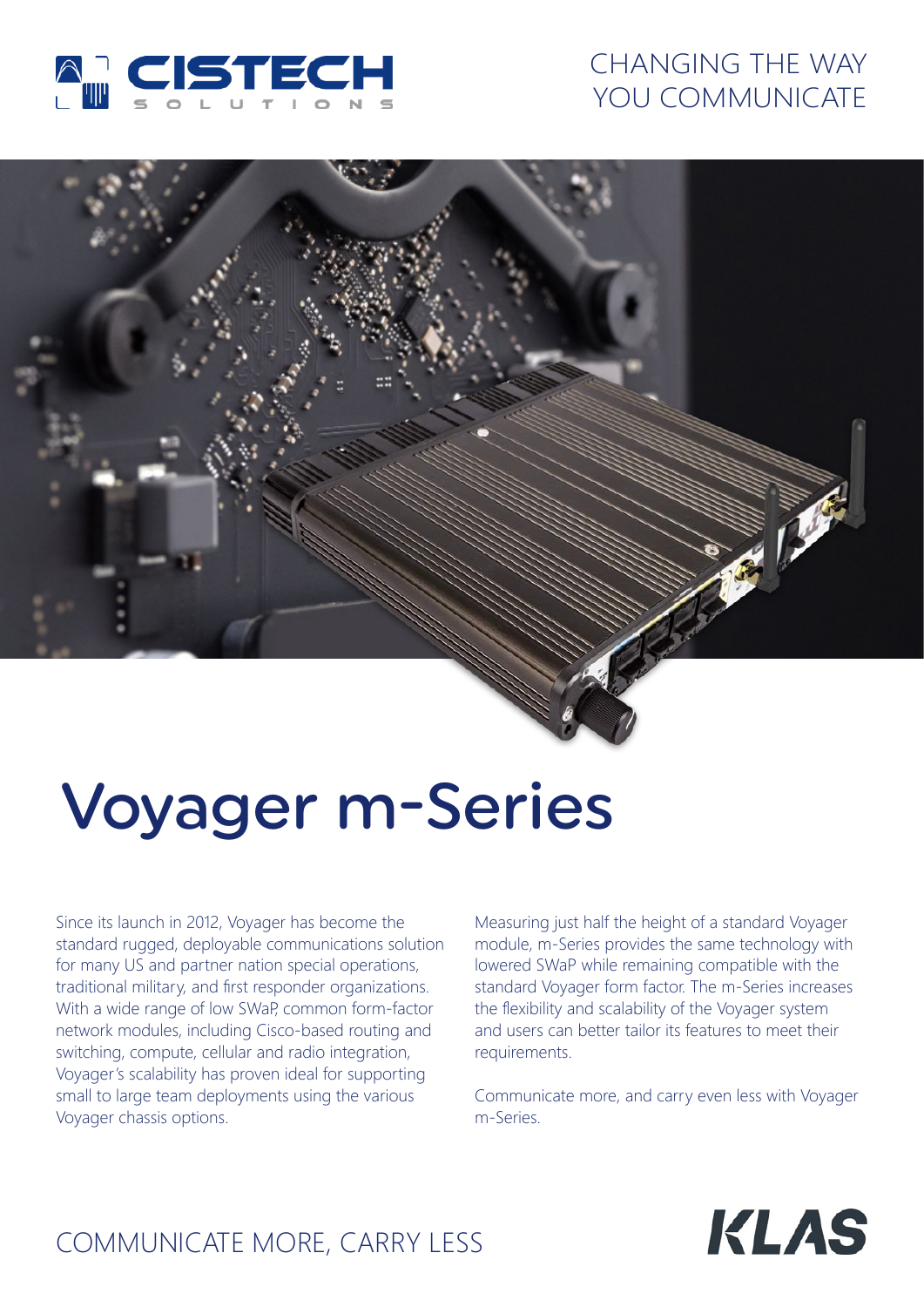CISTECH SOLUTIONS

CHANGING THE WAY YOU COMMUNICATE

# Voyager m-Series

Since its launch in 2012, Voyager has become the standard rugged, deployable communications solution for many US and partner nation special operations, traditional military, and first responder organizations. With a wide range of low SWaP, common form-factor network modules, including Cisco-based routing and switching, compute, cellular and radio integration, Voyager's scalability has proven ideal for supporting small to large team deployments using the various Voyager chassis options.

Measuring just half the height of a standard Voyager module, m-Series provides the same technology with lowered SWaP while remaining compatible with the standard Voyager form factor. The m-Series increases the flexibility and scalability of the Voyager system and users can better tailor its features to meet their requirements.

Communicate more, and carry even less with Voyager m-Series.

COMMUNICATE MORE, CARRY LESS

KLAS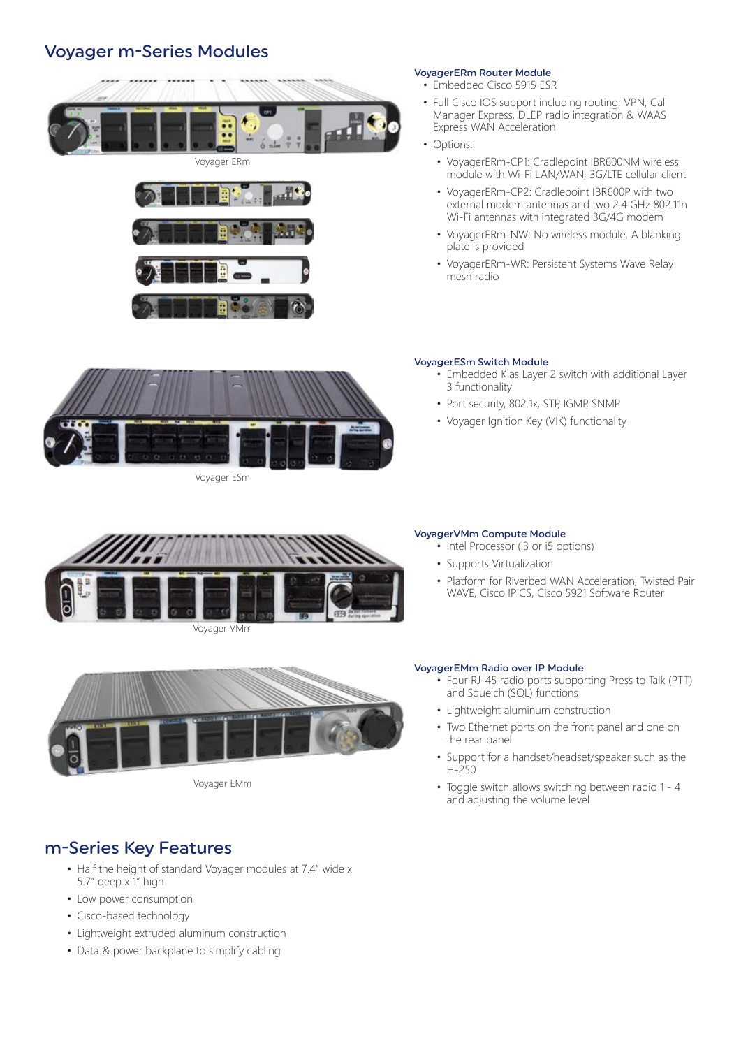## Voyager m-Series Modules

Voyager ERm

### VoyagerERm Router Module

- Embedded Cisco 5915 ESR
- Full Cisco IOS support including routing, VPN, Call Manager Express, DLEP radio integration & WAAS Express WAN Acceleration
- Options:
  - VoyagerERm-CP1: Cradlepoint IBR600NM wireless module with Wi-Fi LAN/WAN, 3G/LTE cellular client
  - VoyagerERm-CP2: Cradlepoint IBR600P with two external modem antennas and two 2.4 GHz 802.11n Wi-Fi antennas with integrated 3G/4G modem
  - VoyagerERm-NW: No wireless module. A blanking plate is provided
  - VoyagerERm-WR: Persistent Systems Wave Relay mesh radio

Voyager ESm

### VoyagerESm Switch Module

- Embedded Klas Layer 2 switch with additional Layer 3 functionality
- Port security, 802.1x, STP, IGMP, SNMP
- Voyager Ignition Key (VIK) functionality

Voyager VMm

### VoyagerVMm Compute Module

- Intel Processor (i3 or i5 options)
- Supports Virtualization
- Platform for Riverbed WAN Acceleration, Twisted Pair WAVE, Cisco IPICS, Cisco 5921 Software Router

Voyager EMm

### VoyagerEMm Radio over IP Module

- Four RJ-45 radio ports supporting Press to Talk (PTT) and Squelch (SQL) functions
- Lightweight aluminum construction
- Two Ethernet ports on the front panel and one on the rear panel
- Support for a handset/headset/speaker such as the H-250
- Toggle switch allows switching between radio 1 - 4 and adjusting the volume level

## m-Series Key Features

- Half the height of standard Voyager modules at 7.4" wide x 5.7" deep x 1" high
- Low power consumption
- Cisco-based technology
- Lightweight extruded aluminum construction
- Data & power backplane to simplify cabling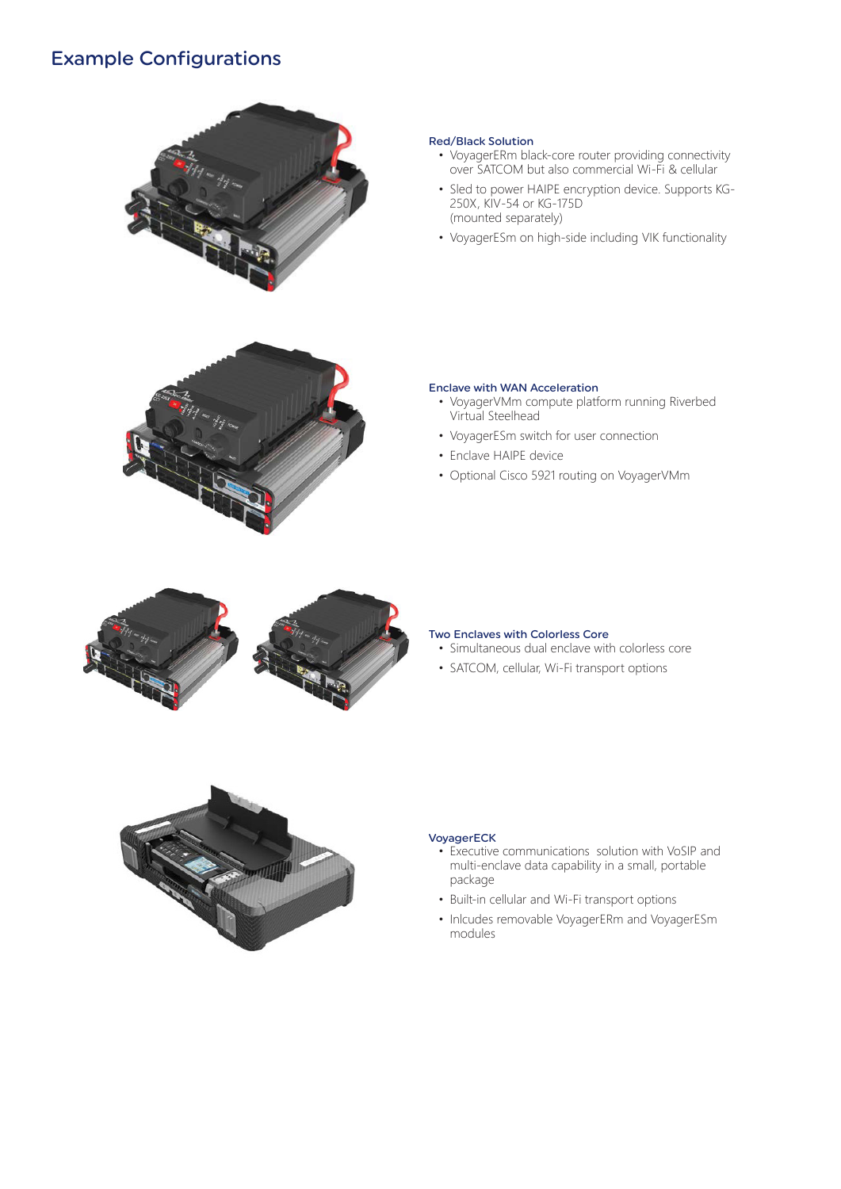# Example Configurations

### Red/Black Solution

- VoyagerERm black-core router providing connectivity over SATCOM but also commercial Wi-Fi & cellular
- Sled to power HAIPE encryption device. Supports KG-250X, KIV-54 or KG-175D (mounted separately)
- VoyagerESm on high-side including VIK functionality

### Enclave with WAN Acceleration

- VoyagerVMm compute platform running Riverbed Virtual Steelhead
- VoyagerESm switch for user connection
- Enclave HAIPE device
- Optional Cisco 5921 routing on VoyagerVMm

### Two Enclaves with Colorless Core

- Simultaneous dual enclave with colorless core
- SATCOM, cellular, Wi-Fi transport options

### VoyagerECK

- Executive communications  solution with VoSIP and multi-enclave data capability in a small, portable package
- Built-in cellular and Wi-Fi transport options
- Inlcudes removable VoyagerERm and VoyagerESm modules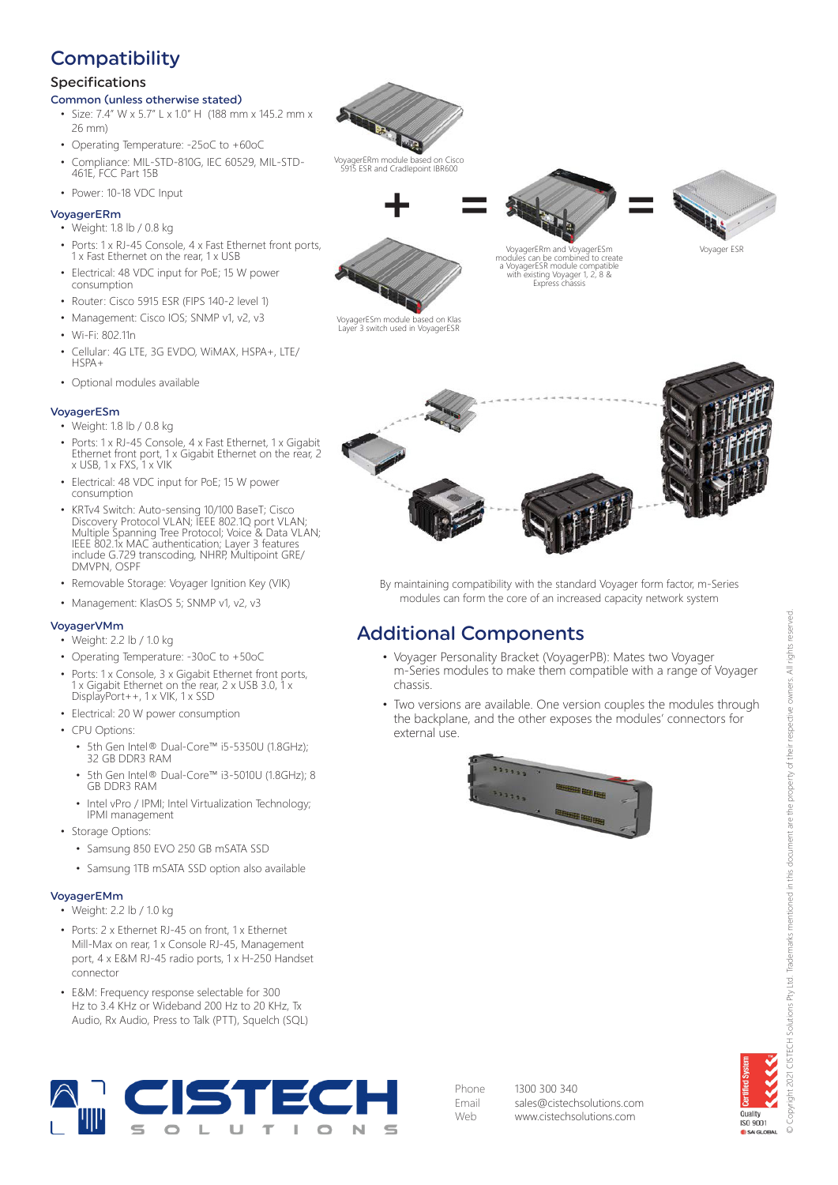# Compatibility

## Specifications

### Common (unless otherwise stated)

- Size: 7.4" W x 5.7" L x 1.0" H (188 mm x 145.2 mm x 26 mm)
- Operating Temperature: -25oC to +60oC
- Compliance: MIL-STD-810G, IEC 60529, MIL-STD-461E, FCC Part 15B
- Power: 10-18 VDC Input

### VoyagerERm

- Weight: 1.8 lb / 0.8 kg
- Ports: 1 x RJ-45 Console, 4 x Fast Ethernet front ports, 1 x Fast Ethernet on the rear, 1 x USB
- Electrical: 48 VDC input for PoE; 15 W power consumption
- Router: Cisco 5915 ESR (FIPS 140-2 level 1)
- Management: Cisco IOS; SNMP v1, v2, v3
- Wi-Fi: 802.11n
- Cellular: 4G LTE, 3G EVDO, WiMAX, HSPA+, LTE/HSPA+
- Optional modules available

### VoyagerESm

- Weight: 1.8 lb / 0.8 kg
- Ports: 1 x RJ-45 Console, 4 x Fast Ethernet, 1 x Gigabit Ethernet front port, 1 x Gigabit Ethernet on the rear, 2 x USB, 1 x FXS, 1 x VIK
- Electrical: 48 VDC input for PoE; 15 W power consumption
- KRTv4 Switch: Auto-sensing 10/100 BaseT; Cisco Discovery Protocol VLAN; IEEE 802.1Q port VLAN; Multiple Spanning Tree Protocol; Voice & Data VLAN; IEEE 802.1x MAC authentication; Layer 3 features include G.729 transcoding, NHRP, Multipoint GRE/DMVPN, OSPF
- Removable Storage: Voyager Ignition Key (VIK)
- Management: KlasOS 5; SNMP v1, v2, v3

### VoyagerVMm

- Weight: 2.2 lb / 1.0 kg
- Operating Temperature: -30oC to +50oC
- Ports: 1 x Console, 3 x Gigabit Ethernet front ports, 1 x Gigabit Ethernet on the rear, 2 x USB 3.0, 1 x DisplayPort++, 1 x VIK, 1 x SSD
- Electrical: 20 W power consumption
- CPU Options:
  - 5th Gen Intel® Dual-Core™ i5-5350U (1.8GHz); 32 GB DDR3 RAM
  - 5th Gen Intel® Dual-Core™ i3-5010U (1.8GHz); 8 GB DDR3 RAM
  - Intel vPro / IPMI; Intel Virtualization Technology; IPMI management
- Storage Options:
  - Samsung 850 EVO 250 GB mSATA SSD
  - Samsung 1TB mSATA SSD option also available

### VoyagerEMm

- Weight: 2.2 lb / 1.0 kg
- Ports: 2 x Ethernet RJ-45 on front, 1 x Ethernet Mill-Max on rear, 1 x Console RJ-45, Management port, 4 x E&M RJ-45 radio ports, 1 x H-250 Handset connector
- E&M: Frequency response selectable for 300 Hz to 3.4 KHz or Wideband 200 Hz to 20 KHz, Tx Audio, Rx Audio, Press to Talk (PTT), Squelch (SQL)

VoyagerERm module based on Cisco 5915 ESR and Cradlepoint IBR600

\+

VoyagerESm module based on Klas Layer 3 switch used in VoyagerESR

=

VoyagerERm and VoyagerESm modules can be combined to create a VoyagerESR module compatible with existing Voyager 1, 2, 8 & Express chassis

=

Voyager ESR

By maintaining compatibility with the standard Voyager form factor, m-Series modules can form the core of an increased capacity network system

# Additional Components

- Voyager Personality Bracket (VoyagerPB): Mates two Voyager m-Series modules to make them compatible with a range of Voyager chassis.
- Two versions are available. One version couples the modules through the backplane, and the other exposes the modules' connectors for external use.

CISTECH SOLUTIONS

Phone 1300 300 340
Email sales@cistechsolutions.com
Web www.cistechsolutions.com

Certified System Quality ISO 9001 SAI GLOBAL

© Copyright 2021 CISTECH Solutions Pty Ltd. Trademarks mentioned in this document are the property of their respective owners. All rights reserved.